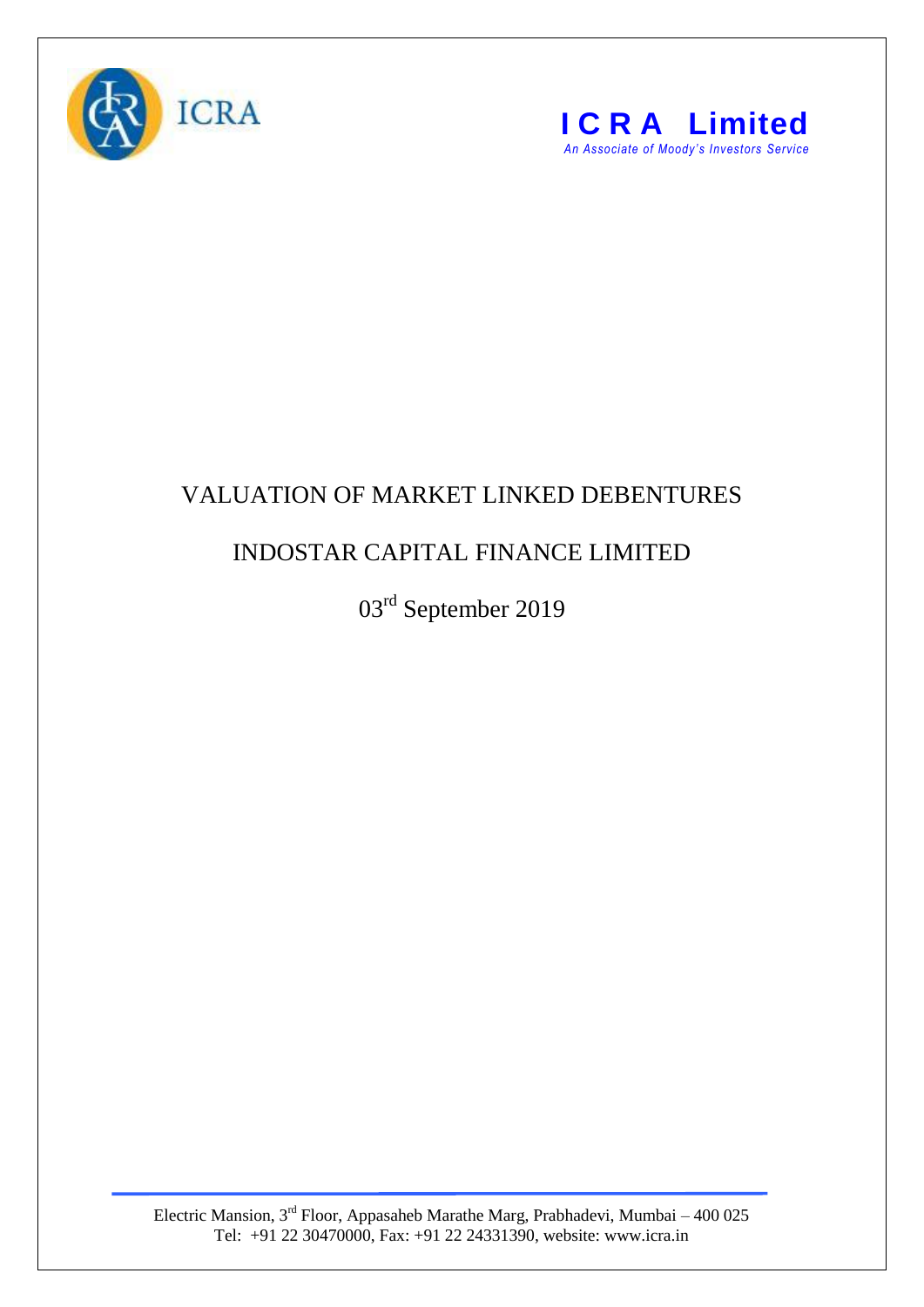ICRA

**I C R A Limited**

*An Associate of Moody's Investors Service*

# VALUATION OF MARKET LINKED DEBENTURES

## INDOSTAR CAPITAL FINANCE LIMITED

03rd September 2019

Electric Mansion, 3rd Floor, Appasaheb Marathe Marg, Prabhadevi, Mumbai – 400 025
Tel: +91 22 30470000, Fax: +91 22 24331390, website: www.icra.in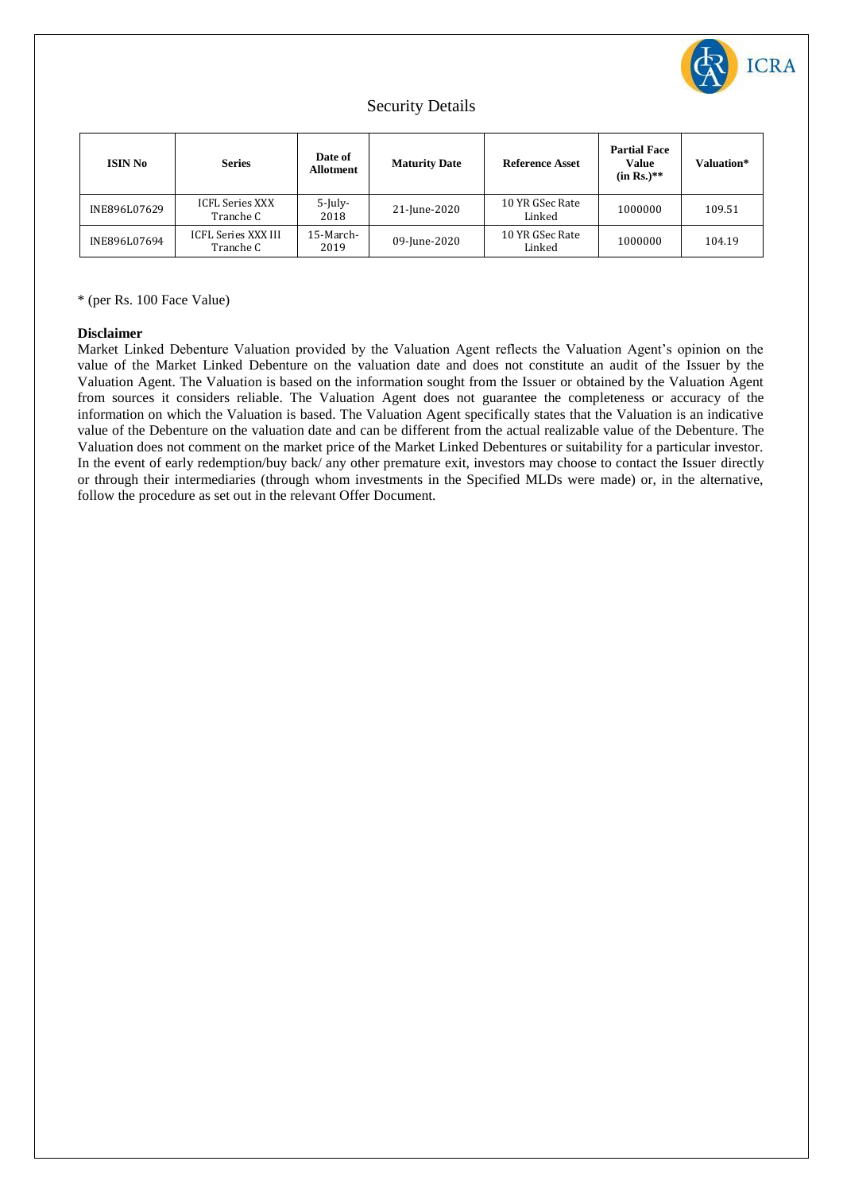## Security Details

| ISIN No | Series | Date of Allotment | Maturity Date | Reference Asset | Partial Face Value (in Rs.)** | Valuation* |
|---|---|---|---|---|---|---|
| INE896L07629 | ICFL Series XXX Tranche C | 5-July-2018 | 21-June-2020 | 10 YR GSec Rate Linked | 1000000 | 109.51 |
| INE896L07694 | ICFL Series XXX III Tranche C | 15-March-2019 | 09-June-2020 | 10 YR GSec Rate Linked | 1000000 | 104.19 |

* (per Rs. 100 Face Value)

**Disclaimer**

Market Linked Debenture Valuation provided by the Valuation Agent reflects the Valuation Agent's opinion on the value of the Market Linked Debenture on the valuation date and does not constitute an audit of the Issuer by the Valuation Agent. The Valuation is based on the information sought from the Issuer or obtained by the Valuation Agent from sources it considers reliable. The Valuation Agent does not guarantee the completeness or accuracy of the information on which the Valuation is based. The Valuation Agent specifically states that the Valuation is an indicative value of the Debenture on the valuation date and can be different from the actual realizable value of the Debenture. The Valuation does not comment on the market price of the Market Linked Debentures or suitability for a particular investor. In the event of early redemption/buy back/ any other premature exit, investors may choose to contact the Issuer directly or through their intermediaries (through whom investments in the Specified MLDs were made) or, in the alternative, follow the procedure as set out in the relevant Offer Document.